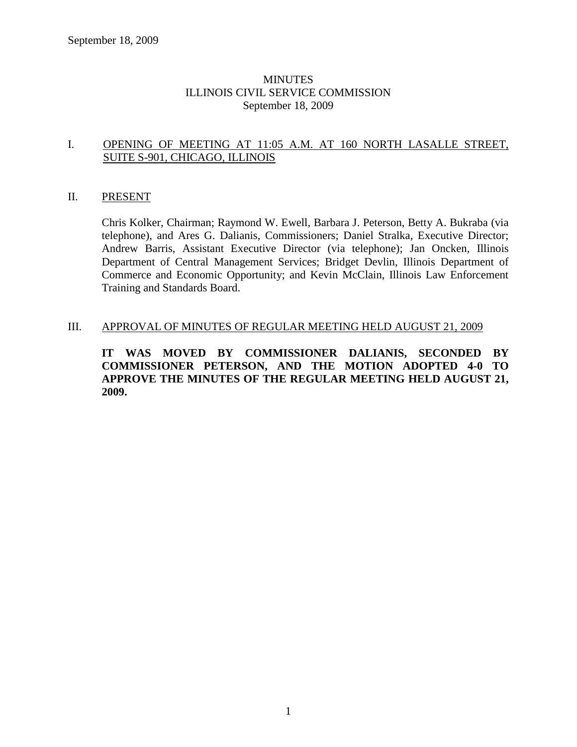# MINUTES
# ILLINOIS CIVIL SERVICE COMMISSION
# September 18, 2009

## I. OPENING OF MEETING AT 11:05 A.M. AT 160 NORTH LASALLE STREET, SUITE S-901, CHICAGO, ILLINOIS

## II. PRESENT

Chris Kolker, Chairman; Raymond W. Ewell, Barbara J. Peterson, Betty A. Bukraba (via telephone), and Ares G. Dalianis, Commissioners; Daniel Stralka, Executive Director; Andrew Barris, Assistant Executive Director (via telephone); Jan Oncken, Illinois Department of Central Management Services; Bridget Devlin, Illinois Department of Commerce and Economic Opportunity; and Kevin McClain, Illinois Law Enforcement Training and Standards Board.

## III. APPROVAL OF MINUTES OF REGULAR MEETING HELD AUGUST 21, 2009

**IT WAS MOVED BY COMMISSIONER DALIANIS, SECONDED BY COMMISSIONER PETERSON, AND THE MOTION ADOPTED 4-0 TO APPROVE THE MINUTES OF THE REGULAR MEETING HELD AUGUST 21, 2009.**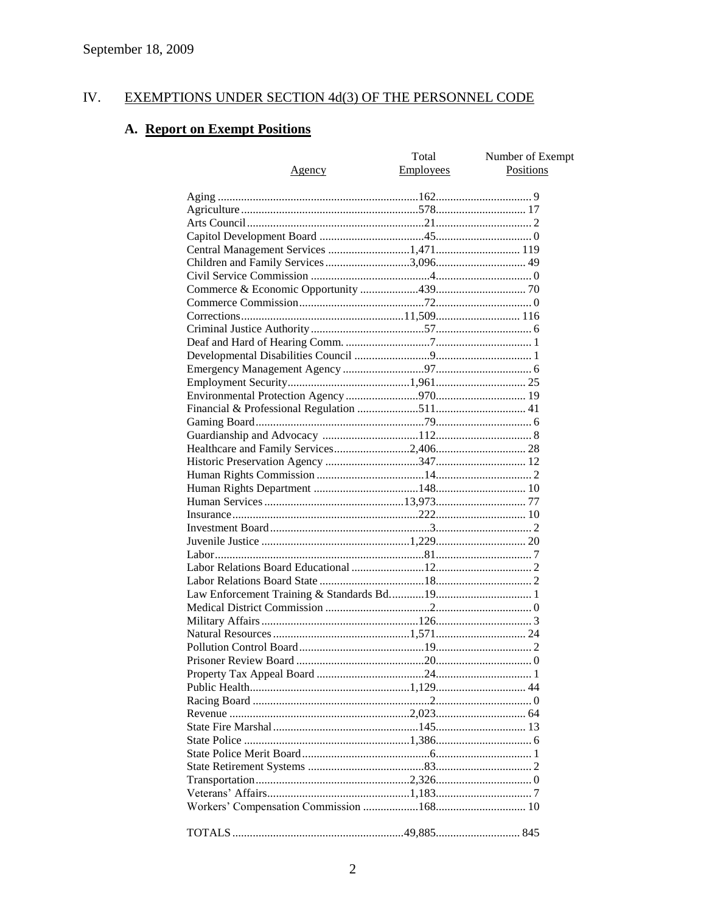September 18, 2009

## IV. EXEMPTIONS UNDER SECTION 4d(3) OF THE PERSONNEL CODE

### A. Report on Exempt Positions

| Agency | Total Employees | Number of Exempt Positions |
|---|---|---|
| Aging | 162 | 9 |
| Agriculture | 578 | 17 |
| Arts Council | 21 | 2 |
| Capitol Development Board | 45 | 0 |
| Central Management Services | 1,471 | 119 |
| Children and Family Services | 3,096 | 49 |
| Civil Service Commission | 4 | 0 |
| Commerce & Economic Opportunity | 439 | 70 |
| Commerce Commission | 72 | 0 |
| Corrections | 11,509 | 116 |
| Criminal Justice Authority | 57 | 6 |
| Deaf and Hard of Hearing Comm. | 7 | 1 |
| Developmental Disabilities Council | 9 | 1 |
| Emergency Management Agency | 97 | 6 |
| Employment Security | 1,961 | 25 |
| Environmental Protection Agency | 970 | 19 |
| Financial & Professional Regulation | 511 | 41 |
| Gaming Board | 79 | 6 |
| Guardianship and Advocacy | 112 | 8 |
| Healthcare and Family Services | 2,406 | 28 |
| Historic Preservation Agency | 347 | 12 |
| Human Rights Commission | 14 | 2 |
| Human Rights Department | 148 | 10 |
| Human Services | 13,973 | 77 |
| Insurance | 222 | 10 |
| Investment Board | 3 | 2 |
| Juvenile Justice | 1,229 | 20 |
| Labor | 81 | 7 |
| Labor Relations Board Educational | 12 | 2 |
| Labor Relations Board State | 18 | 2 |
| Law Enforcement Training & Standards Bd. | 19 | 1 |
| Medical District Commission | 2 | 0 |
| Military Affairs | 126 | 3 |
| Natural Resources | 1,571 | 24 |
| Pollution Control Board | 19 | 2 |
| Prisoner Review Board | 20 | 0 |
| Property Tax Appeal Board | 24 | 1 |
| Public Health | 1,129 | 44 |
| Racing Board | 2 | 0 |
| Revenue | 2,023 | 64 |
| State Fire Marshal | 145 | 13 |
| State Police | 1,386 | 6 |
| State Police Merit Board | 6 | 1 |
| State Retirement Systems | 83 | 2 |
| Transportation | 2,326 | 0 |
| Veterans' Affairs | 1,183 | 7 |
| Workers' Compensation Commission | 168 | 10 |
| TOTALS | 49,885 | 845 |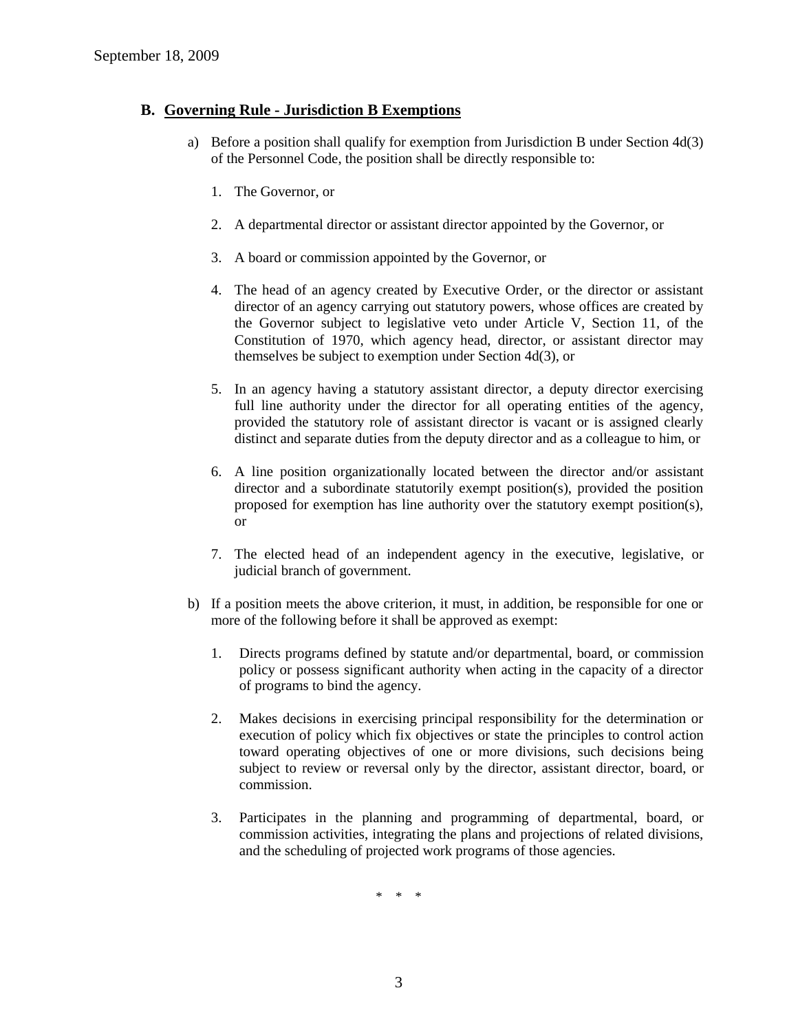## B. Governing Rule - Jurisdiction B Exemptions

a) Before a position shall qualify for exemption from Jurisdiction B under Section 4d(3) of the Personnel Code, the position shall be directly responsible to:

1. The Governor, or

2. A departmental director or assistant director appointed by the Governor, or

3. A board or commission appointed by the Governor, or

4. The head of an agency created by Executive Order, or the director or assistant director of an agency carrying out statutory powers, whose offices are created by the Governor subject to legislative veto under Article V, Section 11, of the Constitution of 1970, which agency head, director, or assistant director may themselves be subject to exemption under Section 4d(3), or

5. In an agency having a statutory assistant director, a deputy director exercising full line authority under the director for all operating entities of the agency, provided the statutory role of assistant director is vacant or is assigned clearly distinct and separate duties from the deputy director and as a colleague to him, or

6. A line position organizationally located between the director and/or assistant director and a subordinate statutorily exempt position(s), provided the position proposed for exemption has line authority over the statutory exempt position(s), or

7. The elected head of an independent agency in the executive, legislative, or judicial branch of government.

b) If a position meets the above criterion, it must, in addition, be responsible for one or more of the following before it shall be approved as exempt:

1. Directs programs defined by statute and/or departmental, board, or commission policy or possess significant authority when acting in the capacity of a director of programs to bind the agency.

2. Makes decisions in exercising principal responsibility for the determination or execution of policy which fix objectives or state the principles to control action toward operating objectives of one or more divisions, such decisions being subject to review or reversal only by the director, assistant director, board, or commission.

3. Participates in the planning and programming of departmental, board, or commission activities, integrating the plans and projections of related divisions, and the scheduling of projected work programs of those agencies.

\* \* \*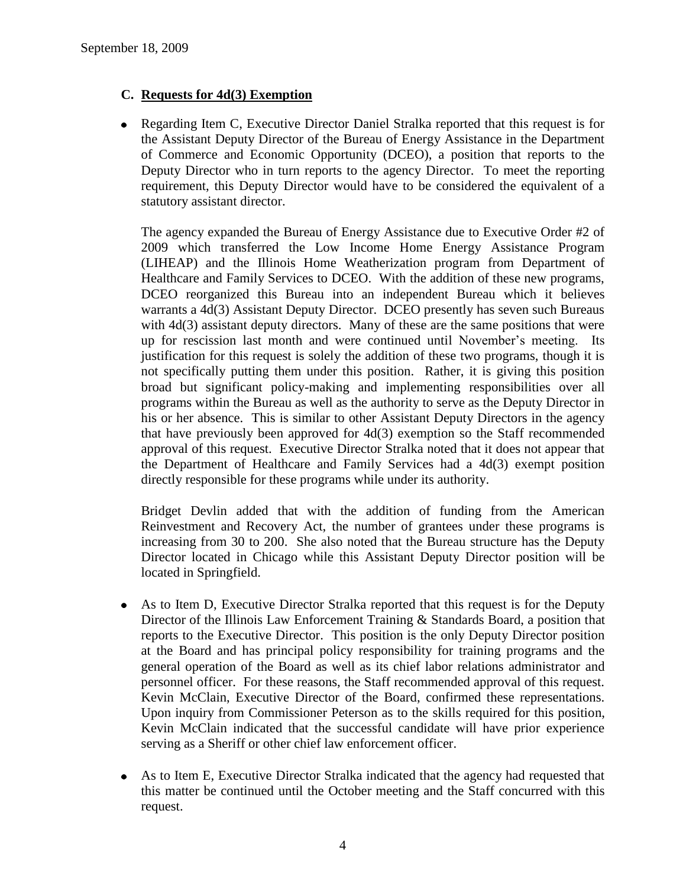### C. Requests for 4d(3) Exemption

- Regarding Item C, Executive Director Daniel Stralka reported that this request is for the Assistant Deputy Director of the Bureau of Energy Assistance in the Department of Commerce and Economic Opportunity (DCEO), a position that reports to the Deputy Director who in turn reports to the agency Director. To meet the reporting requirement, this Deputy Director would have to be considered the equivalent of a statutory assistant director.

  The agency expanded the Bureau of Energy Assistance due to Executive Order #2 of 2009 which transferred the Low Income Home Energy Assistance Program (LIHEAP) and the Illinois Home Weatherization program from Department of Healthcare and Family Services to DCEO. With the addition of these new programs, DCEO reorganized this Bureau into an independent Bureau which it believes warrants a 4d(3) Assistant Deputy Director. DCEO presently has seven such Bureaus with 4d(3) assistant deputy directors. Many of these are the same positions that were up for rescission last month and were continued until November's meeting. Its justification for this request is solely the addition of these two programs, though it is not specifically putting them under this position. Rather, it is giving this position broad but significant policy-making and implementing responsibilities over all programs within the Bureau as well as the authority to serve as the Deputy Director in his or her absence. This is similar to other Assistant Deputy Directors in the agency that have previously been approved for 4d(3) exemption so the Staff recommended approval of this request. Executive Director Stralka noted that it does not appear that the Department of Healthcare and Family Services had a 4d(3) exempt position directly responsible for these programs while under its authority.

  Bridget Devlin added that with the addition of funding from the American Reinvestment and Recovery Act, the number of grantees under these programs is increasing from 30 to 200. She also noted that the Bureau structure has the Deputy Director located in Chicago while this Assistant Deputy Director position will be located in Springfield.

- As to Item D, Executive Director Stralka reported that this request is for the Deputy Director of the Illinois Law Enforcement Training & Standards Board, a position that reports to the Executive Director. This position is the only Deputy Director position at the Board and has principal policy responsibility for training programs and the general operation of the Board as well as its chief labor relations administrator and personnel officer. For these reasons, the Staff recommended approval of this request. Kevin McClain, Executive Director of the Board, confirmed these representations. Upon inquiry from Commissioner Peterson as to the skills required for this position, Kevin McClain indicated that the successful candidate will have prior experience serving as a Sheriff or other chief law enforcement officer.

- As to Item E, Executive Director Stralka indicated that the agency had requested that this matter be continued until the October meeting and the Staff concurred with this request.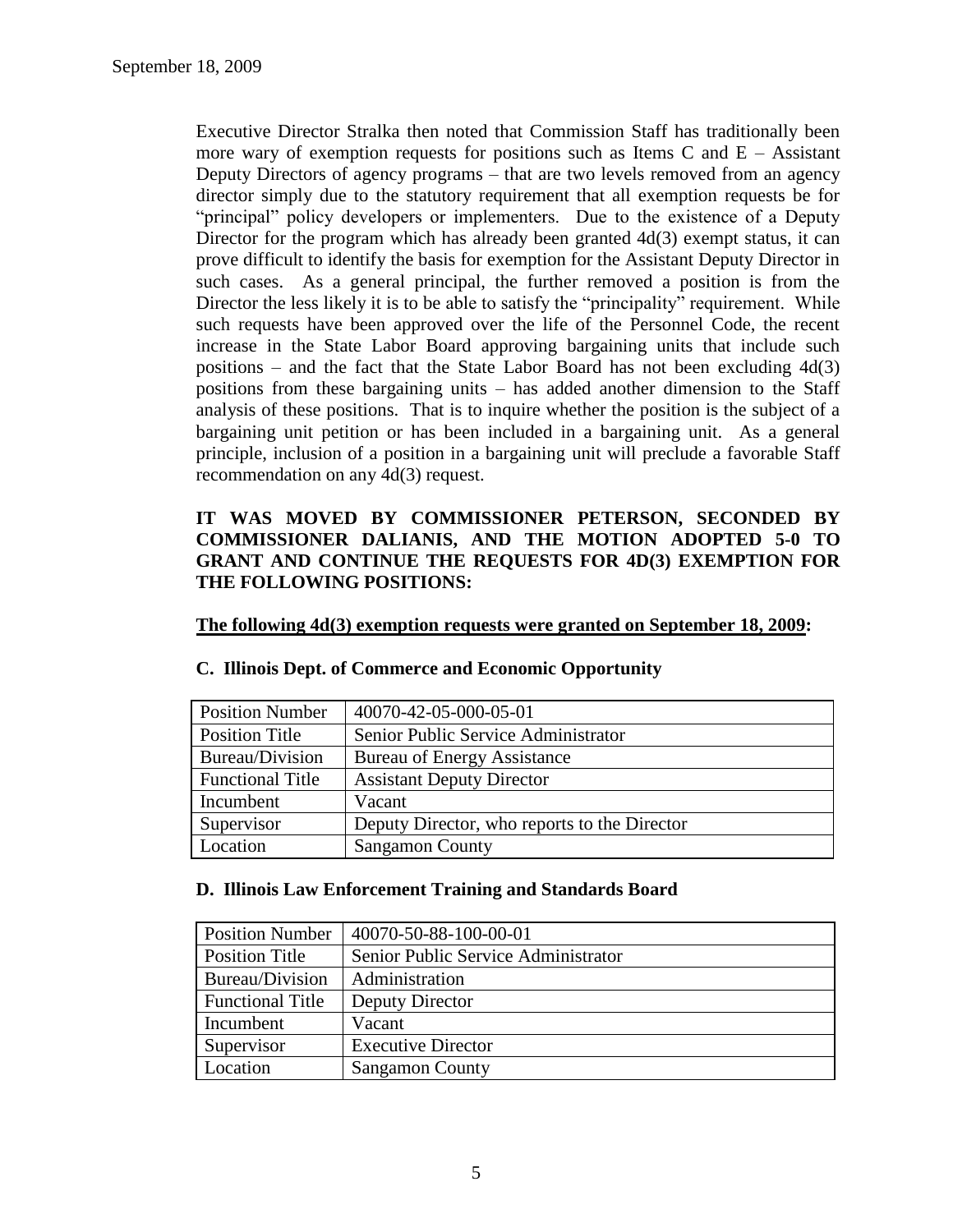Executive Director Stralka then noted that Commission Staff has traditionally been more wary of exemption requests for positions such as Items C and E – Assistant Deputy Directors of agency programs – that are two levels removed from an agency director simply due to the statutory requirement that all exemption requests be for "principal" policy developers or implementers. Due to the existence of a Deputy Director for the program which has already been granted 4d(3) exempt status, it can prove difficult to identify the basis for exemption for the Assistant Deputy Director in such cases. As a general principal, the further removed a position is from the Director the less likely it is to be able to satisfy the "principality" requirement. While such requests have been approved over the life of the Personnel Code, the recent increase in the State Labor Board approving bargaining units that include such positions – and the fact that the State Labor Board has not been excluding 4d(3) positions from these bargaining units – has added another dimension to the Staff analysis of these positions. That is to inquire whether the position is the subject of a bargaining unit petition or has been included in a bargaining unit. As a general principle, inclusion of a position in a bargaining unit will preclude a favorable Staff recommendation on any 4d(3) request.

**IT WAS MOVED BY COMMISSIONER PETERSON, SECONDED BY COMMISSIONER DALIANIS, AND THE MOTION ADOPTED 5-0 TO GRANT AND CONTINUE THE REQUESTS FOR 4D(3) EXEMPTION FOR THE FOLLOWING POSITIONS:**

**The following 4d(3) exemption requests were granted on September 18, 2009:**

**C. Illinois Dept. of Commerce and Economic Opportunity**

| Position Number | 40070-42-05-000-05-01 |
|---|---|
| Position Title | Senior Public Service Administrator |
| Bureau/Division | Bureau of Energy Assistance |
| Functional Title | Assistant Deputy Director |
| Incumbent | Vacant |
| Supervisor | Deputy Director, who reports to the Director |
| Location | Sangamon County |

**D. Illinois Law Enforcement Training and Standards Board**

| Position Number | 40070-50-88-100-00-01 |
|---|---|
| Position Title | Senior Public Service Administrator |
| Bureau/Division | Administration |
| Functional Title | Deputy Director |
| Incumbent | Vacant |
| Supervisor | Executive Director |
| Location | Sangamon County |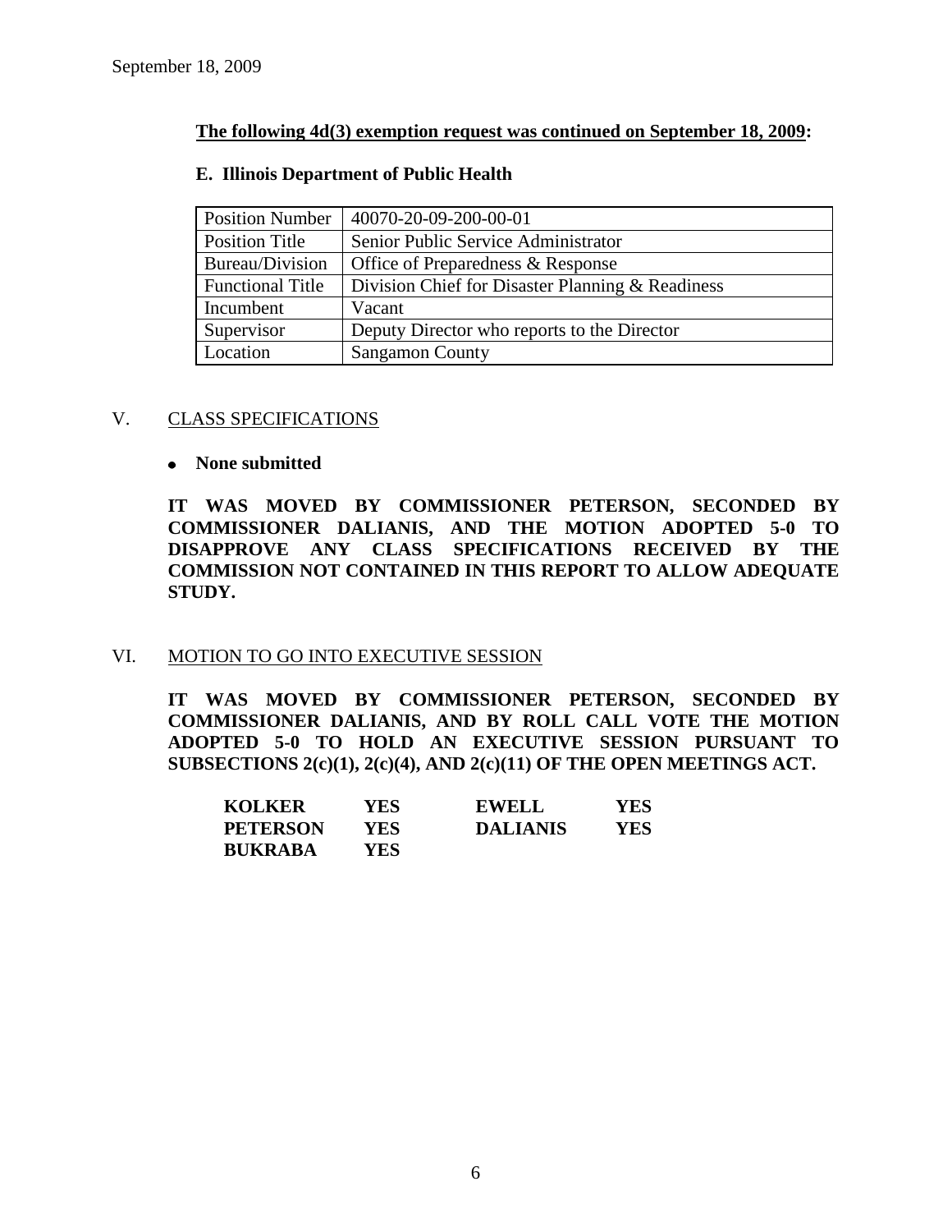September 18, 2009

**The following 4d(3) exemption request was continued on September 18, 2009:**

**E. Illinois Department of Public Health**

| Position Number | 40070-20-09-200-00-01 |
|---|---|
| Position Title | Senior Public Service Administrator |
| Bureau/Division | Office of Preparedness & Response |
| Functional Title | Division Chief for Disaster Planning & Readiness |
| Incumbent | Vacant |
| Supervisor | Deputy Director who reports to the Director |
| Location | Sangamon County |

## V. CLASS SPECIFICATIONS

- **None submitted**

**IT WAS MOVED BY COMMISSIONER PETERSON, SECONDED BY COMMISSIONER DALIANIS, AND THE MOTION ADOPTED 5-0 TO DISAPPROVE ANY CLASS SPECIFICATIONS RECEIVED BY THE COMMISSION NOT CONTAINED IN THIS REPORT TO ALLOW ADEQUATE STUDY.**

## VI. MOTION TO GO INTO EXECUTIVE SESSION

**IT WAS MOVED BY COMMISSIONER PETERSON, SECONDED BY COMMISSIONER DALIANIS, AND BY ROLL CALL VOTE THE MOTION ADOPTED 5-0 TO HOLD AN EXECUTIVE SESSION PURSUANT TO SUBSECTIONS 2(c)(1), 2(c)(4), AND 2(c)(11) OF THE OPEN MEETINGS ACT.**

| | | | |
|---|---|---|---|
| **KOLKER** | **YES** | **EWELL** | **YES** |
| **PETERSON** | **YES** | **DALIANIS** | **YES** |
| **BUKRABA** | **YES** | | |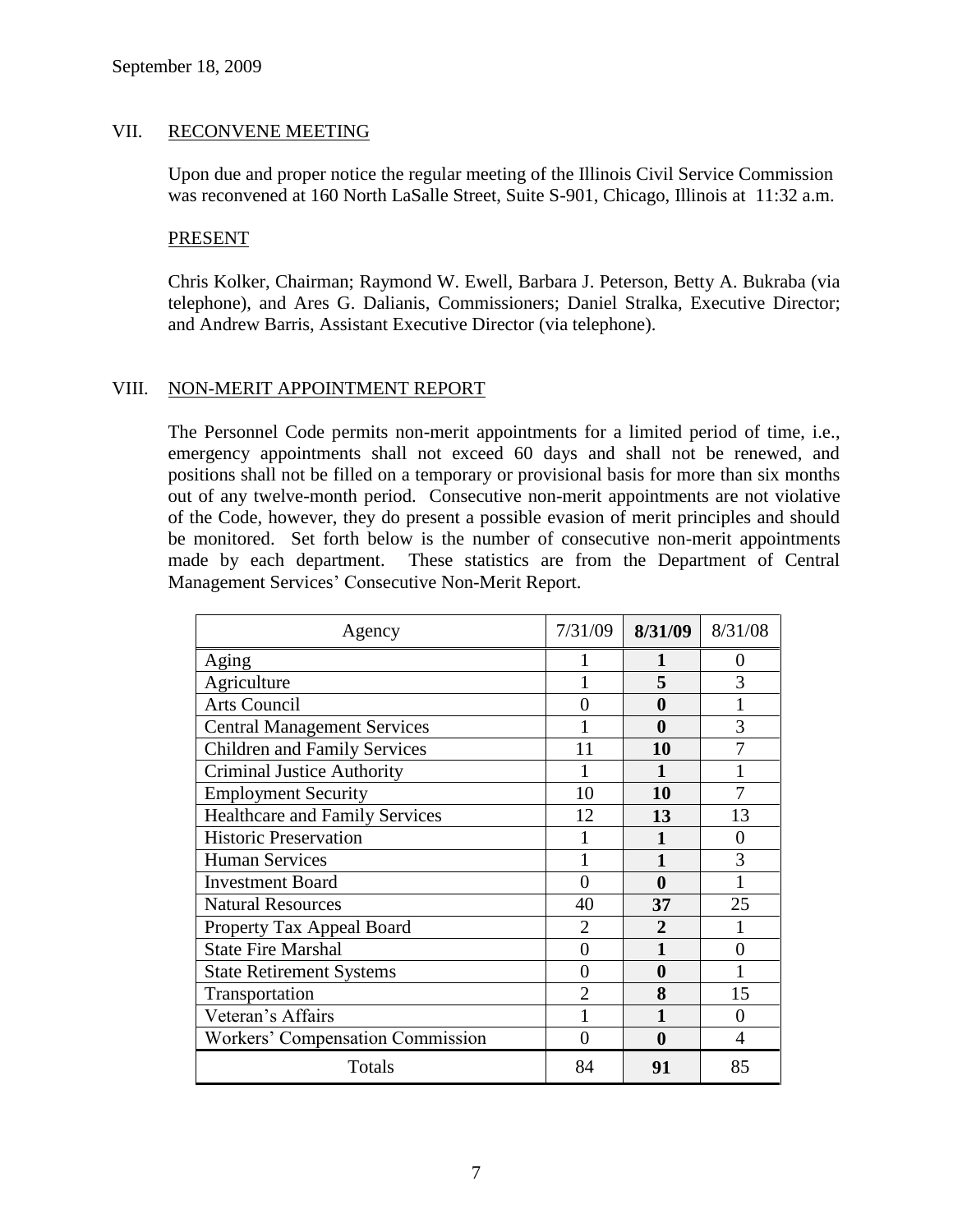September 18, 2009

## VII. RECONVENE MEETING

Upon due and proper notice the regular meeting of the Illinois Civil Service Commission was reconvened at 160 North LaSalle Street, Suite S-901, Chicago, Illinois at 11:32 a.m.

### PRESENT

Chris Kolker, Chairman; Raymond W. Ewell, Barbara J. Peterson, Betty A. Bukraba (via telephone), and Ares G. Dalianis, Commissioners; Daniel Stralka, Executive Director; and Andrew Barris, Assistant Executive Director (via telephone).

## VIII. NON-MERIT APPOINTMENT REPORT

The Personnel Code permits non-merit appointments for a limited period of time, i.e., emergency appointments shall not exceed 60 days and shall not be renewed, and positions shall not be filled on a temporary or provisional basis for more than six months out of any twelve-month period. Consecutive non-merit appointments are not violative of the Code, however, they do present a possible evasion of merit principles and should be monitored. Set forth below is the number of consecutive non-merit appointments made by each department. These statistics are from the Department of Central Management Services' Consecutive Non-Merit Report.

| Agency | 7/31/09 | **8/31/09** | 8/31/08 |
|---|---|---|---|
| Aging | 1 | **1** | 0 |
| Agriculture | 1 | **5** | 3 |
| Arts Council | 0 | **0** | 1 |
| Central Management Services | 1 | **0** | 3 |
| Children and Family Services | 11 | **10** | 7 |
| Criminal Justice Authority | 1 | **1** | 1 |
| Employment Security | 10 | **10** | 7 |
| Healthcare and Family Services | 12 | **13** | 13 |
| Historic Preservation | 1 | **1** | 0 |
| Human Services | 1 | **1** | 3 |
| Investment Board | 0 | **0** | 1 |
| Natural Resources | 40 | **37** | 25 |
| Property Tax Appeal Board | 2 | **2** | 1 |
| State Fire Marshal | 0 | **1** | 0 |
| State Retirement Systems | 0 | **0** | 1 |
| Transportation | 2 | **8** | 15 |
| Veteran's Affairs | 1 | **1** | 0 |
| Workers' Compensation Commission | 0 | **0** | 4 |
| Totals | 84 | **91** | 85 |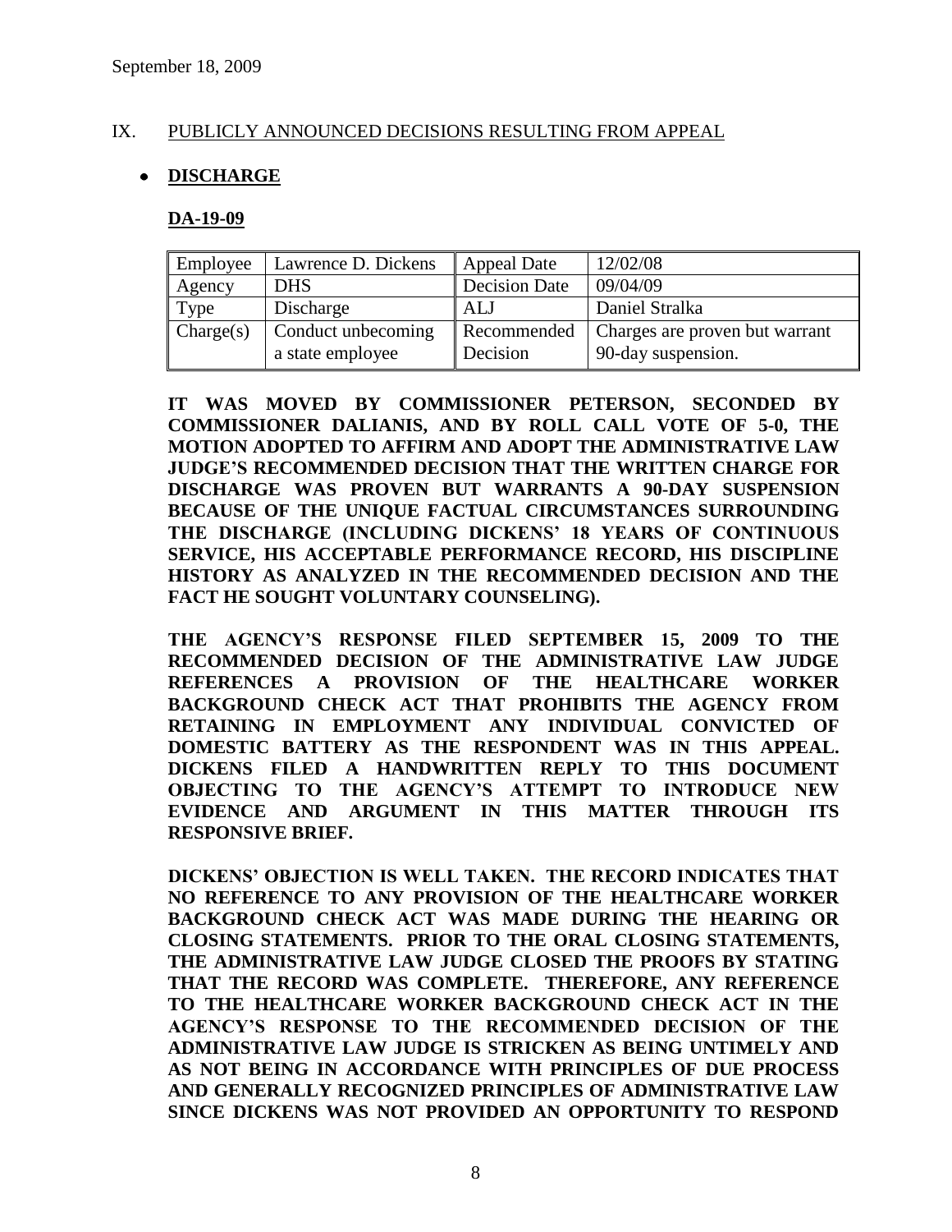September 18, 2009

## IX. PUBLICLY ANNOUNCED DECISIONS RESULTING FROM APPEAL

- **DISCHARGE**

### DA-19-09

| Employee | Lawrence D. Dickens | Appeal Date | 12/02/08 |
|---|---|---|---|
| Agency | DHS | Decision Date | 09/04/09 |
| Type | Discharge | ALJ | Daniel Stralka |
| Charge(s) | Conduct unbecoming a state employee | Recommended Decision | Charges are proven but warrant 90-day suspension. |

**IT WAS MOVED BY COMMISSIONER PETERSON, SECONDED BY COMMISSIONER DALIANIS, AND BY ROLL CALL VOTE OF 5-0, THE MOTION ADOPTED TO AFFIRM AND ADOPT THE ADMINISTRATIVE LAW JUDGE'S RECOMMENDED DECISION THAT THE WRITTEN CHARGE FOR DISCHARGE WAS PROVEN BUT WARRANTS A 90-DAY SUSPENSION BECAUSE OF THE UNIQUE FACTUAL CIRCUMSTANCES SURROUNDING THE DISCHARGE (INCLUDING DICKENS' 18 YEARS OF CONTINUOUS SERVICE, HIS ACCEPTABLE PERFORMANCE RECORD, HIS DISCIPLINE HISTORY AS ANALYZED IN THE RECOMMENDED DECISION AND THE FACT HE SOUGHT VOLUNTARY COUNSELING).**

**THE AGENCY'S RESPONSE FILED SEPTEMBER 15, 2009 TO THE RECOMMENDED DECISION OF THE ADMINISTRATIVE LAW JUDGE REFERENCES A PROVISION OF THE HEALTHCARE WORKER BACKGROUND CHECK ACT THAT PROHIBITS THE AGENCY FROM RETAINING IN EMPLOYMENT ANY INDIVIDUAL CONVICTED OF DOMESTIC BATTERY AS THE RESPONDENT WAS IN THIS APPEAL. DICKENS FILED A HANDWRITTEN REPLY TO THIS DOCUMENT OBJECTING TO THE AGENCY'S ATTEMPT TO INTRODUCE NEW EVIDENCE AND ARGUMENT IN THIS MATTER THROUGH ITS RESPONSIVE BRIEF.**

**DICKENS' OBJECTION IS WELL TAKEN. THE RECORD INDICATES THAT NO REFERENCE TO ANY PROVISION OF THE HEALTHCARE WORKER BACKGROUND CHECK ACT WAS MADE DURING THE HEARING OR CLOSING STATEMENTS. PRIOR TO THE ORAL CLOSING STATEMENTS, THE ADMINISTRATIVE LAW JUDGE CLOSED THE PROOFS BY STATING THAT THE RECORD WAS COMPLETE. THEREFORE, ANY REFERENCE TO THE HEALTHCARE WORKER BACKGROUND CHECK ACT IN THE AGENCY'S RESPONSE TO THE RECOMMENDED DECISION OF THE ADMINISTRATIVE LAW JUDGE IS STRICKEN AS BEING UNTIMELY AND AS NOT BEING IN ACCORDANCE WITH PRINCIPLES OF DUE PROCESS AND GENERALLY RECOGNIZED PRINCIPLES OF ADMINISTRATIVE LAW SINCE DICKENS WAS NOT PROVIDED AN OPPORTUNITY TO RESPOND**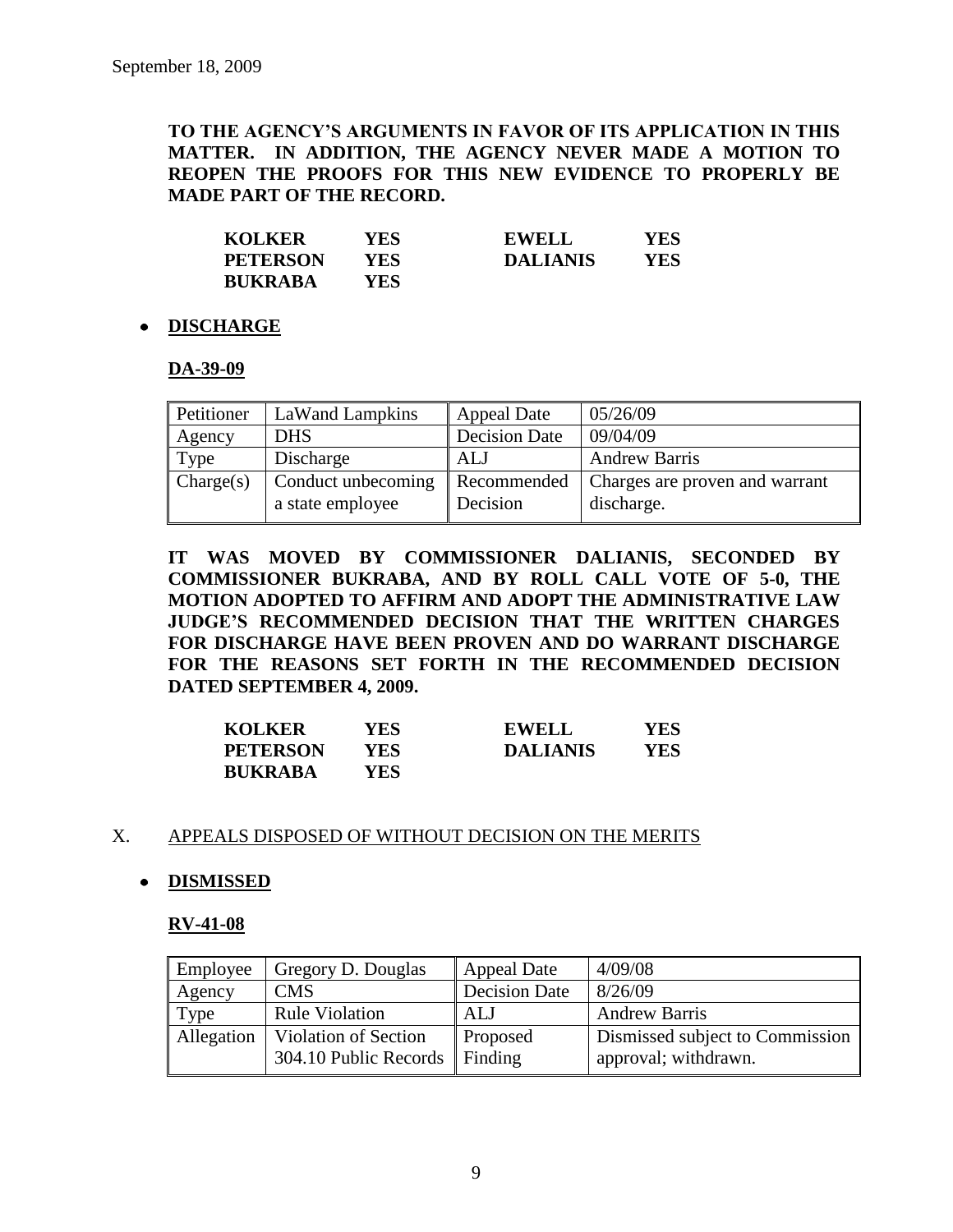**TO THE AGENCY'S ARGUMENTS IN FAVOR OF ITS APPLICATION IN THIS MATTER. IN ADDITION, THE AGENCY NEVER MADE A MOTION TO REOPEN THE PROOFS FOR THIS NEW EVIDENCE TO PROPERLY BE MADE PART OF THE RECORD.**

| | | | |
|---|---|---|---|
| **KOLKER** | **YES** | **EWELL** | **YES** |
| **PETERSON** | **YES** | **DALIANIS** | **YES** |
| **BUKRABA** | **YES** | | |

- **DISCHARGE**

**DA-39-09**

| Petitioner | LaWand Lampkins | Appeal Date | 05/26/09 |
|---|---|---|---|
| Agency | DHS | Decision Date | 09/04/09 |
| Type | Discharge | ALJ | Andrew Barris |
| Charge(s) | Conduct unbecoming a state employee | Recommended Decision | Charges are proven and warrant discharge. |

**IT WAS MOVED BY COMMISSIONER DALIANIS, SECONDED BY COMMISSIONER BUKRABA, AND BY ROLL CALL VOTE OF 5-0, THE MOTION ADOPTED TO AFFIRM AND ADOPT THE ADMINISTRATIVE LAW JUDGE'S RECOMMENDED DECISION THAT THE WRITTEN CHARGES FOR DISCHARGE HAVE BEEN PROVEN AND DO WARRANT DISCHARGE FOR THE REASONS SET FORTH IN THE RECOMMENDED DECISION DATED SEPTEMBER 4, 2009.**

| | | | |
|---|---|---|---|
| **KOLKER** | **YES** | **EWELL** | **YES** |
| **PETERSON** | **YES** | **DALIANIS** | **YES** |
| **BUKRABA** | **YES** | | |

X. APPEALS DISPOSED OF WITHOUT DECISION ON THE MERITS

- **DISMISSED**

**RV-41-08**

| Employee | Gregory D. Douglas | Appeal Date | 4/09/08 |
|---|---|---|---|
| Agency | CMS | Decision Date | 8/26/09 |
| Type | Rule Violation | ALJ | Andrew Barris |
| Allegation | Violation of Section 304.10 Public Records | Proposed Finding | Dismissed subject to Commission approval; withdrawn. |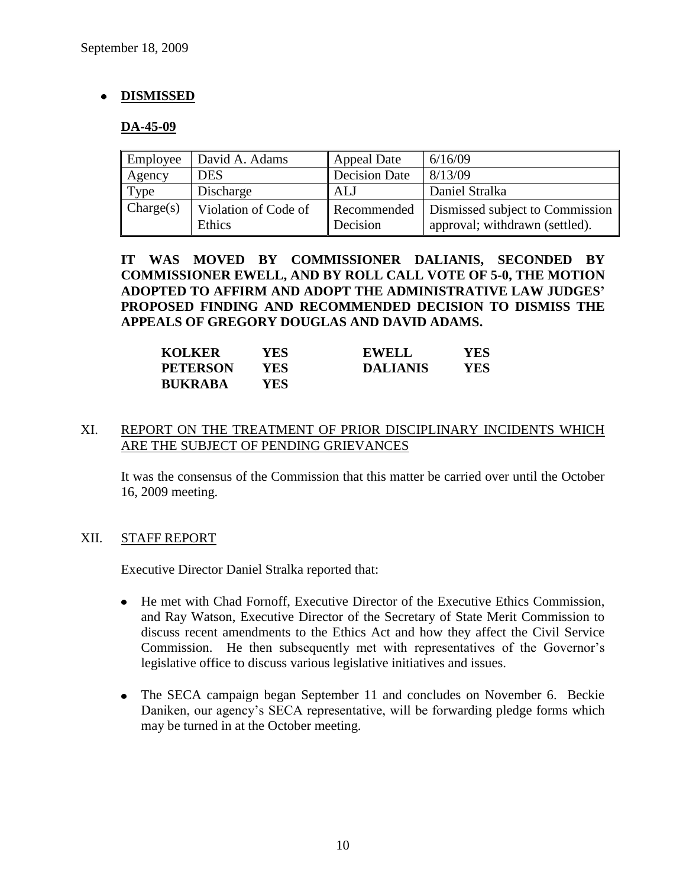September 18, 2009

- **DISMISSED**

**DA-45-09**

| Employee | David A. Adams | Appeal Date | 6/16/09 |
|---|---|---|---|
| Agency | DES | Decision Date | 8/13/09 |
| Type | Discharge | ALJ | Daniel Stralka |
| Charge(s) | Violation of Code of Ethics | Recommended Decision | Dismissed subject to Commission approval; withdrawn (settled). |

**IT WAS MOVED BY COMMISSIONER DALIANIS, SECONDED BY COMMISSIONER EWELL, AND BY ROLL CALL VOTE OF 5-0, THE MOTION ADOPTED TO AFFIRM AND ADOPT THE ADMINISTRATIVE LAW JUDGES' PROPOSED FINDING AND RECOMMENDED DECISION TO DISMISS THE APPEALS OF GREGORY DOUGLAS AND DAVID ADAMS.**

| | | | |
|---|---|---|---|
| **KOLKER** | **YES** | **EWELL** | **YES** |
| **PETERSON** | **YES** | **DALIANIS** | **YES** |
| **BUKRABA** | **YES** | | |

XI. REPORT ON THE TREATMENT OF PRIOR DISCIPLINARY INCIDENTS WHICH ARE THE SUBJECT OF PENDING GRIEVANCES

It was the consensus of the Commission that this matter be carried over until the October 16, 2009 meeting.

XII. STAFF REPORT

Executive Director Daniel Stralka reported that:

- He met with Chad Fornoff, Executive Director of the Executive Ethics Commission, and Ray Watson, Executive Director of the Secretary of State Merit Commission to discuss recent amendments to the Ethics Act and how they affect the Civil Service Commission. He then subsequently met with representatives of the Governor's legislative office to discuss various legislative initiatives and issues.
- The SECA campaign began September 11 and concludes on November 6. Beckie Daniken, our agency's SECA representative, will be forwarding pledge forms which may be turned in at the October meeting.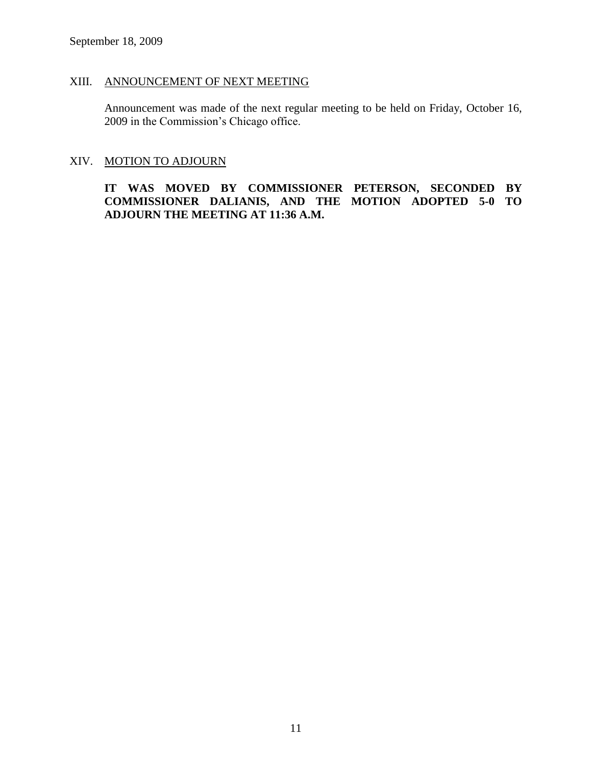## XIII. ANNOUNCEMENT OF NEXT MEETING

Announcement was made of the next regular meeting to be held on Friday, October 16, 2009 in the Commission's Chicago office.

## XIV. MOTION TO ADJOURN

**IT WAS MOVED BY COMMISSIONER PETERSON, SECONDED BY COMMISSIONER DALIANIS, AND THE MOTION ADOPTED 5-0 TO ADJOURN THE MEETING AT 11:36 A.M.**